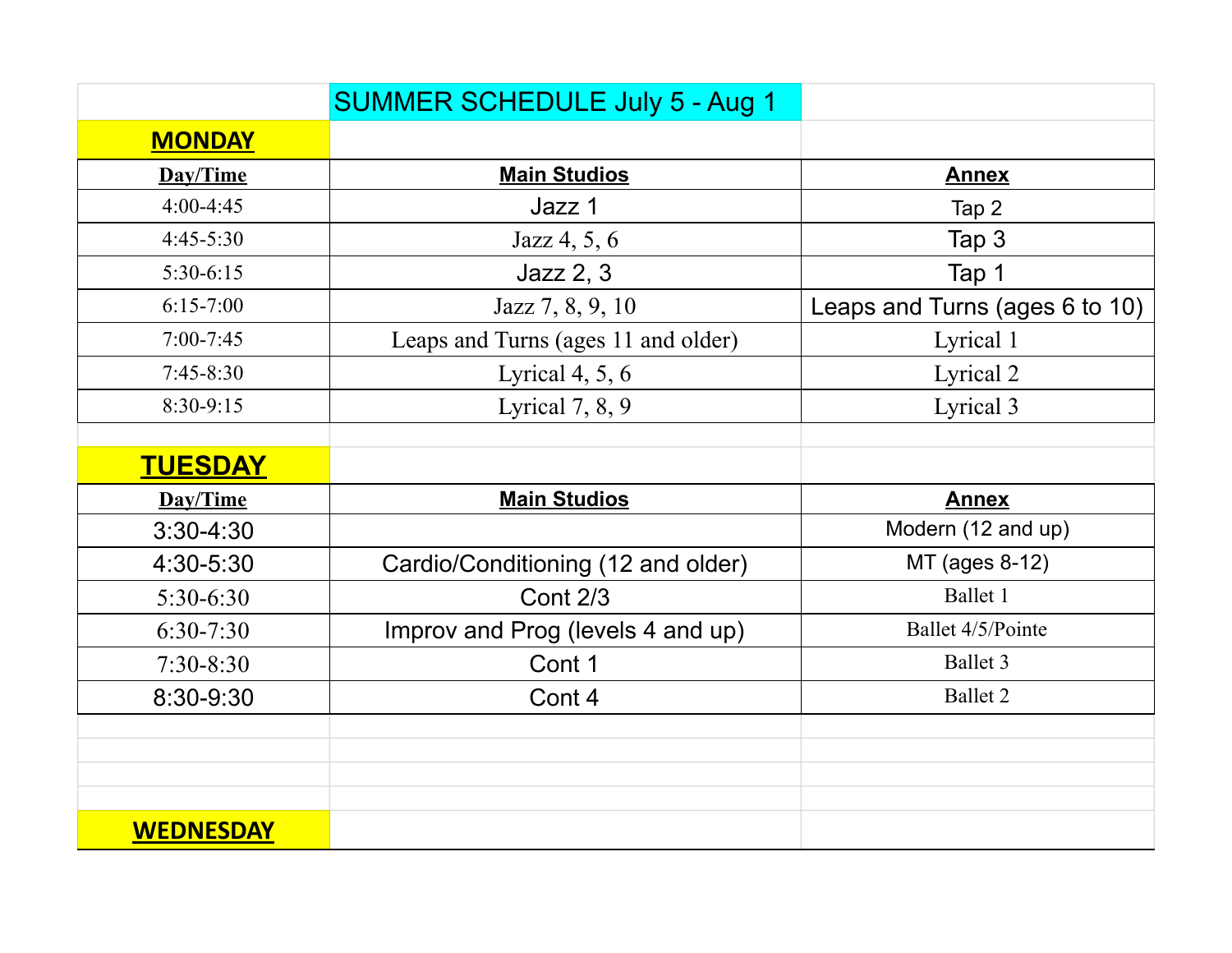# SUMMER SCHEDULE July 5 - Aug 1

## MONDAY

| Day/Time | Main Studios | Annex |
|---|---|---|
| 4:00-4:45 | Jazz 1 | Tap 2 |
| 4:45-5:30 | Jazz 4, 5, 6 | Tap 3 |
| 5:30-6:15 | Jazz 2, 3 | Tap 1 |
| 6:15-7:00 | Jazz 7, 8, 9, 10 | Leaps and Turns (ages 6 to 10) |
| 7:00-7:45 | Leaps and Turns (ages 11 and older) | Lyrical 1 |
| 7:45-8:30 | Lyrical 4, 5, 6 | Lyrical 2 |
| 8:30-9:15 | Lyrical 7, 8, 9 | Lyrical 3 |

## TUESDAY

| Day/Time | Main Studios | Annex |
|---|---|---|
| 3:30-4:30 | | Modern (12 and up) |
| 4:30-5:30 | Cardio/Conditioning (12 and older) | MT (ages 8-12) |
| 5:30-6:30 | Cont 2/3 | Ballet 1 |
| 6:30-7:30 | Improv and Prog (levels 4 and up) | Ballet 4/5/Pointe |
| 7:30-8:30 | Cont 1 | Ballet 3 |
| 8:30-9:30 | Cont 4 | Ballet 2 |

## WEDNESDAY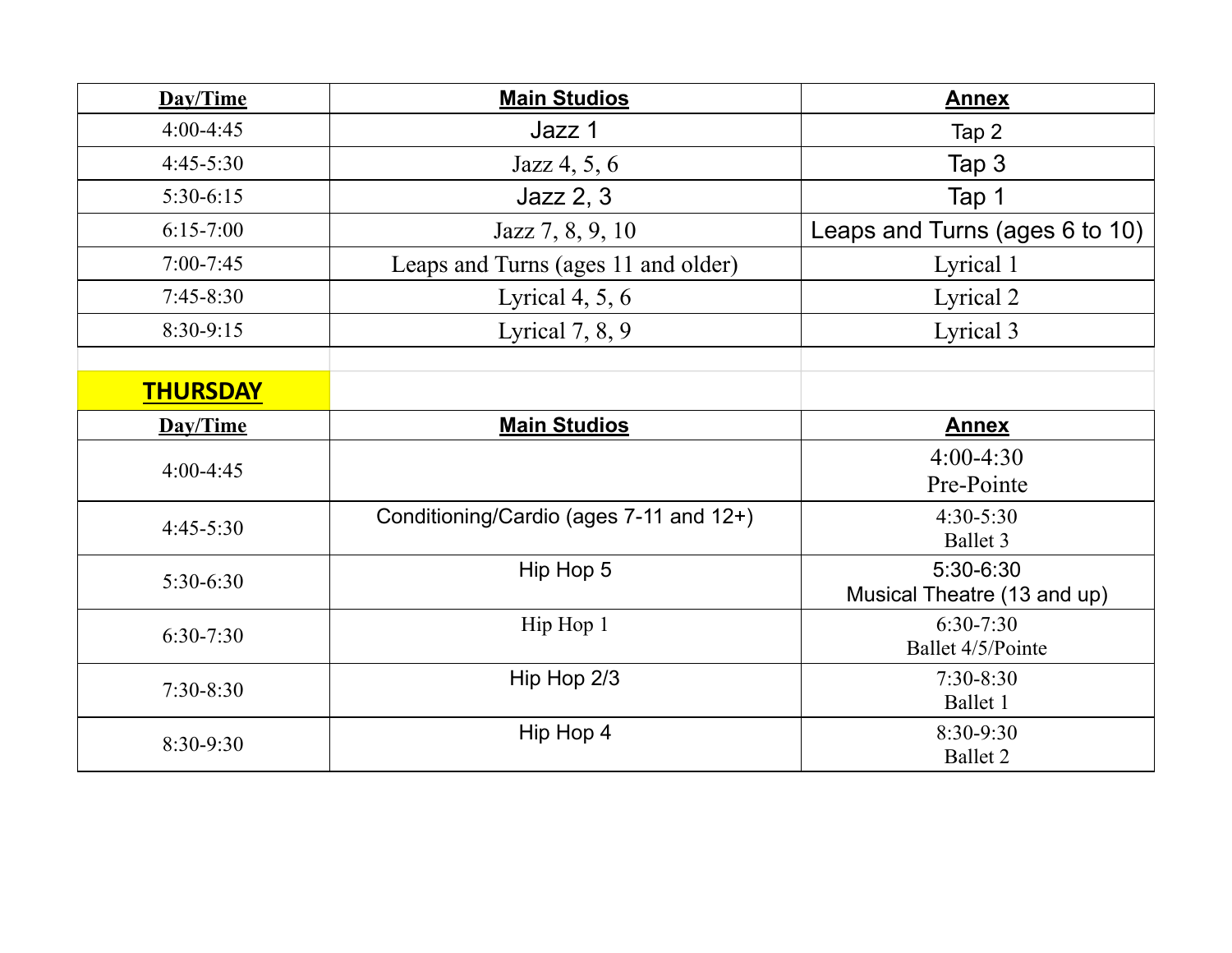| Day/Time | Main Studios | Annex |
|---|---|---|
| 4:00-4:45 | Jazz 1 | Tap 2 |
| 4:45-5:30 | Jazz 4, 5, 6 | Tap 3 |
| 5:30-6:15 | Jazz 2, 3 | Tap 1 |
| 6:15-7:00 | Jazz 7, 8, 9, 10 | Leaps and Turns (ages 6 to 10) |
| 7:00-7:45 | Leaps and Turns (ages 11 and older) | Lyrical 1 |
| 7:45-8:30 | Lyrical 4, 5, 6 | Lyrical 2 |
| 8:30-9:15 | Lyrical 7, 8, 9 | Lyrical 3 |

## THURSDAY

| Day/Time | Main Studios | Annex |
|---|---|---|
| 4:00-4:45 | | 4:00-4:30 Pre-Pointe |
| 4:45-5:30 | Conditioning/Cardio (ages 7-11 and 12+) | 4:30-5:30 Ballet 3 |
| 5:30-6:30 | Hip Hop 5 | 5:30-6:30 Musical Theatre (13 and up) |
| 6:30-7:30 | Hip Hop 1 | 6:30-7:30 Ballet 4/5/Pointe |
| 7:30-8:30 | Hip Hop 2/3 | 7:30-8:30 Ballet 1 |
| 8:30-9:30 | Hip Hop 4 | 8:30-9:30 Ballet 2 |